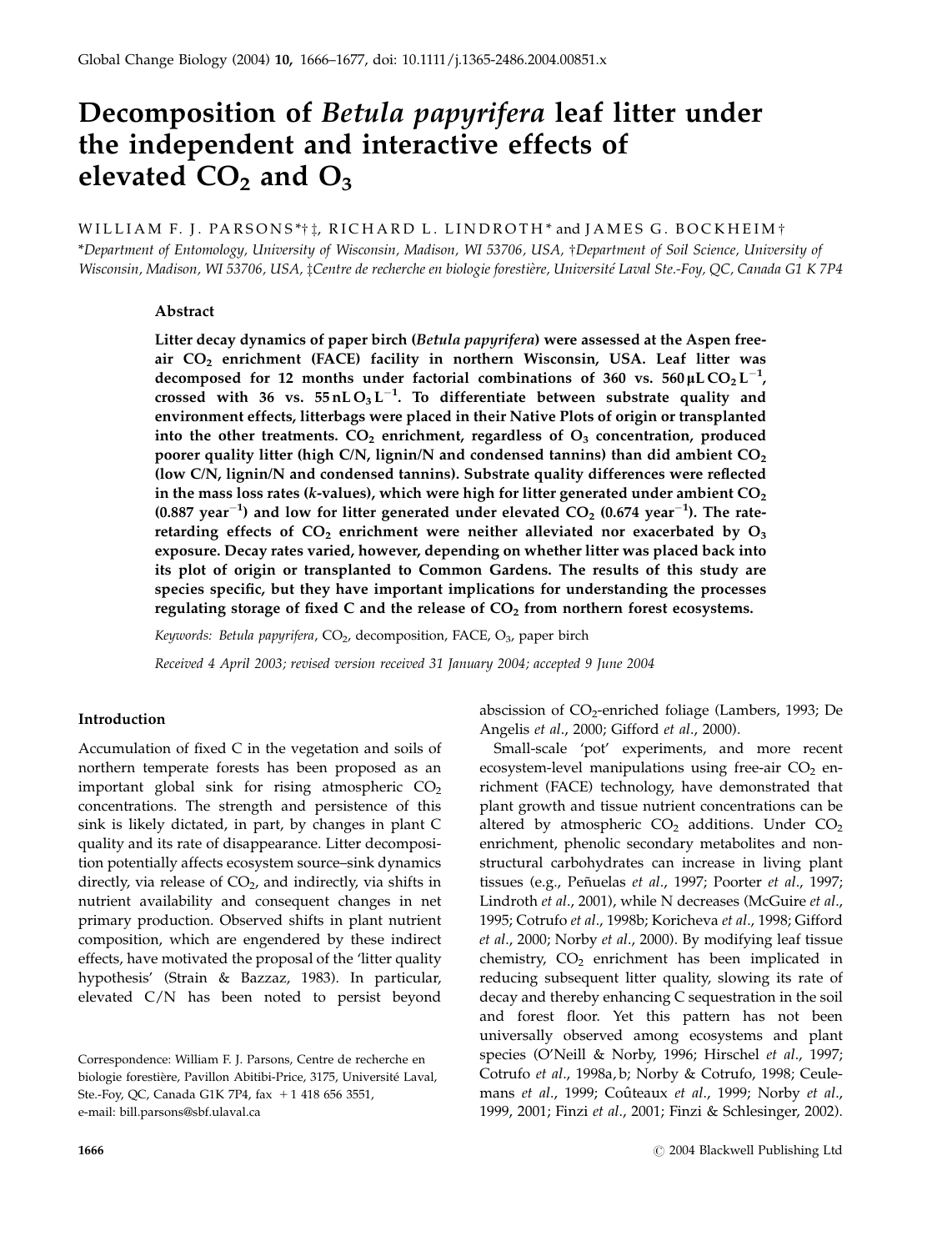# Decomposition of *Betula papyrifera* leaf litter under the independent and interactive effects of elevated $CO_2$ and $O_3$

WILLIAM F. J. PARSONS*†‡, RICHARD L. LINDROTH* and JAMES G. BOCKHEIM†

*Department of Entomology, University of Wisconsin, Madison, WI 53706, USA, †Department of Soil Science, University of Wisconsin, Madison, WI 53706, USA, ‡Centre de recherche en biologie forestière, Université Laval Ste.-Foy, QC, Canada G1 K 7P4

## Abstract

**Litter decay dynamics of paper birch (*Betula papyrifera*) were assessed at the Aspen free-air $CO_2$ enrichment (FACE) facility in northern Wisconsin, USA. Leaf litter was decomposed for 12 months under factorial combinations of 360 vs. 560 $\mu L\ CO_2\ L^{-1}$, crossed with 36 vs. 55 $nL\ O_3\ L^{-1}$. To differentiate between substrate quality and environment effects, litterbags were placed in their Native Plots of origin or transplanted into the other treatments. $CO_2$ enrichment, regardless of $O_3$ concentration, produced poorer quality litter (high C/N, lignin/N and condensed tannins) than did ambient $CO_2$ (low C/N, lignin/N and condensed tannins). Substrate quality differences were reflected in the mass loss rates (*k*-values), which were high for litter generated under ambient $CO_2$ (0.887 $year^{-1}$) and low for litter generated under elevated $CO_2$ (0.674 $year^{-1}$). The rate-retarding effects of $CO_2$ enrichment were neither alleviated nor exacerbated by $O_3$ exposure. Decay rates varied, however, depending on whether litter was placed back into its plot of origin or transplanted to Common Gardens. The results of this study are species specific, but they have important implications for understanding the processes regulating storage of fixed C and the release of $CO_2$ from northern forest ecosystems.**

*Keywords:* *Betula papyrifera*, $CO_2$, decomposition, FACE, $O_3$, paper birch

*Received 4 April 2003; revised version received 31 January 2004; accepted 9 June 2004*

## Introduction

Accumulation of fixed C in the vegetation and soils of northern temperate forests has been proposed as an important global sink for rising atmospheric $CO_2$ concentrations. The strength and persistence of this sink is likely dictated, in part, by changes in plant C quality and its rate of disappearance. Litter decomposition potentially affects ecosystem source–sink dynamics directly, via release of $CO_2$, and indirectly, via shifts in nutrient availability and consequent changes in net primary production. Observed shifts in plant nutrient composition, which are engendered by these indirect effects, have motivated the proposal of the 'litter quality hypothesis' (Strain & Bazzaz, 1983). In particular, elevated C/N has been noted to persist beyond abscission of $CO_2$-enriched foliage (Lambers, 1993; De Angelis *et al*., 2000; Gifford *et al*., 2000).

Small-scale 'pot' experiments, and more recent ecosystem-level manipulations using free-air $CO_2$ enrichment (FACE) technology, have demonstrated that plant growth and tissue nutrient concentrations can be altered by atmospheric $CO_2$ additions. Under $CO_2$ enrichment, phenolic secondary metabolites and non-structural carbohydrates can increase in living plant tissues (e.g., Peñuelas *et al*., 1997; Poorter *et al*., 1997; Lindroth *et al*., 2001), while N decreases (McGuire *et al*., 1995; Cotrufo *et al*., 1998b; Koricheva *et al*., 1998; Gifford *et al*., 2000; Norby *et al*., 2000). By modifying leaf tissue chemistry, $CO_2$ enrichment has been implicated in reducing subsequent litter quality, slowing its rate of decay and thereby enhancing C sequestration in the soil and forest floor. Yet this pattern has not been universally observed among ecosystems and plant species (O'Neill & Norby, 1996; Hirschel *et al*., 1997; Cotrufo *et al*., 1998a, b; Norby & Cotrufo, 1998; Ceulemans *et al*., 1999; Coûteaux *et al*., 1999; Norby *et al*., 1999, 2001; Finzi *et al*., 2001; Finzi & Schlesinger, 2002).

Correspondence: William F. J. Parsons, Centre de recherche en biologie forestière, Pavillon Abitibi-Price, 3175, Université Laval, Ste.-Foy, QC, Canada G1K 7P4, fax +1 418 656 3551, e-mail: bill.parsons@sbf.ulaval.ca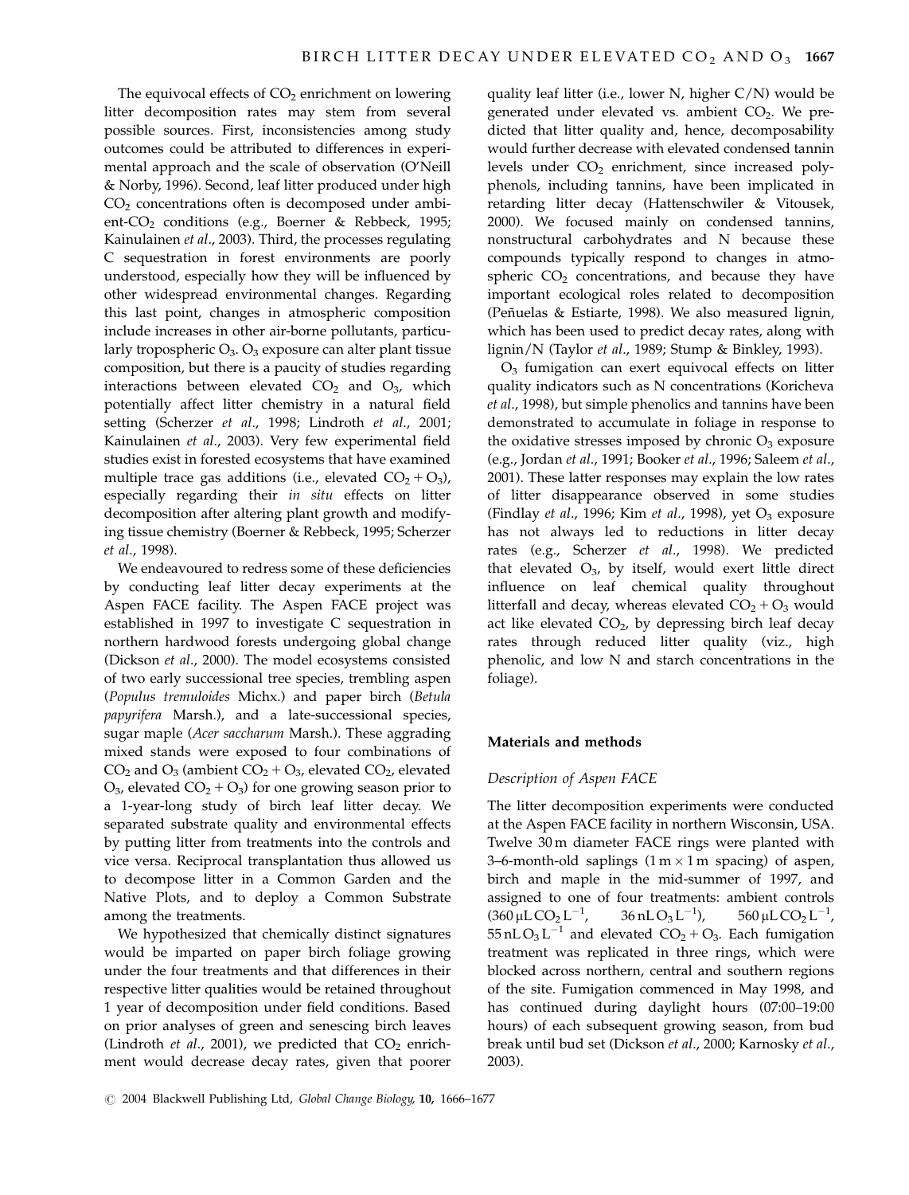The equivocal effects of $CO_2$ enrichment on lowering litter decomposition rates may stem from several possible sources. First, inconsistencies among study outcomes could be attributed to differences in experimental approach and the scale of observation (O'Neill & Norby, 1996). Second, leaf litter produced under high $CO_2$ concentrations often is decomposed under ambient-$CO_2$ conditions (e.g., Boerner & Rebbeck, 1995; Kainulainen *et al*., 2003). Third, the processes regulating C sequestration in forest environments are poorly understood, especially how they will be influenced by other widespread environmental changes. Regarding this last point, changes in atmospheric composition include increases in other air-borne pollutants, particularly tropospheric $O_3$. $O_3$ exposure can alter plant tissue composition, but there is a paucity of studies regarding interactions between elevated $CO_2$ and $O_3$, which potentially affect litter chemistry in a natural field setting (Scherzer *et al*., 1998; Lindroth *et al*., 2001; Kainulainen *et al*., 2003). Very few experimental field studies exist in forested ecosystems that have examined multiple trace gas additions (i.e., elevated $CO_2 + O_3$), especially regarding their *in situ* effects on litter decomposition after altering plant growth and modifying tissue chemistry (Boerner & Rebbeck, 1995; Scherzer *et al*., 1998).

We endeavoured to redress some of these deficiencies by conducting leaf litter decay experiments at the Aspen FACE facility. The Aspen FACE project was established in 1997 to investigate C sequestration in northern hardwood forests undergoing global change (Dickson *et al*., 2000). The model ecosystems consisted of two early successional tree species, trembling aspen (*Populus tremuloides* Michx.) and paper birch (*Betula papyrifera* Marsh.), and a late-successional species, sugar maple (*Acer saccharum* Marsh.). These aggrading mixed stands were exposed to four combinations of $CO_2$ and $O_3$ (ambient $CO_2 + O_3$, elevated $CO_2$, elevated $O_3$, elevated $CO_2 + O_3$) for one growing season prior to a 1-year-long study of birch leaf litter decay. We separated substrate quality and environmental effects by putting litter from treatments into the controls and vice versa. Reciprocal transplantation thus allowed us to decompose litter in a Common Garden and the Native Plots, and to deploy a Common Substrate among the treatments.

We hypothesized that chemically distinct signatures would be imparted on paper birch foliage growing under the four treatments and that differences in their respective litter qualities would be retained throughout 1 year of decomposition under field conditions. Based on prior analyses of green and senescing birch leaves (Lindroth *et al*., 2001), we predicted that $CO_2$ enrichment would decrease decay rates, given that poorer quality leaf litter (i.e., lower N, higher C/N) would be generated under elevated vs. ambient $CO_2$. We predicted that litter quality and, hence, decomposability would further decrease with elevated condensed tannin levels under $CO_2$ enrichment, since increased polyphenols, including tannins, have been implicated in retarding litter decay (Hattenschwiler & Vitousek, 2000). We focused mainly on condensed tannins, nonstructural carbohydrates and N because these compounds typically respond to changes in atmospheric $CO_2$ concentrations, and because they have important ecological roles related to decomposition (Peñuelas & Estiarte, 1998). We also measured lignin, which has been used to predict decay rates, along with lignin/N (Taylor *et al*., 1989; Stump & Binkley, 1993).

$O_3$ fumigation can exert equivocal effects on litter quality indicators such as N concentrations (Koricheva *et al*., 1998), but simple phenolics and tannins have been demonstrated to accumulate in foliage in response to the oxidative stresses imposed by chronic $O_3$ exposure (e.g., Jordan *et al*., 1991; Booker *et al*., 1996; Saleem *et al*., 2001). These latter responses may explain the low rates of litter disappearance observed in some studies (Findlay *et al*., 1996; Kim *et al*., 1998), yet $O_3$ exposure has not always led to reductions in litter decay rates (e.g., Scherzer *et al*., 1998). We predicted that elevated $O_3$, by itself, would exert little direct influence on leaf chemical quality throughout litterfall and decay, whereas elevated $CO_2 + O_3$ would act like elevated $CO_2$, by depressing birch leaf decay rates through reduced litter quality (viz., high phenolic, and low N and starch concentrations in the foliage).

## Materials and methods

### Description of Aspen FACE

The litter decomposition experiments were conducted at the Aspen FACE facility in northern Wisconsin, USA. Twelve 30 m diameter FACE rings were planted with 3–6-month-old saplings (1 m × 1 m spacing) of aspen, birch and maple in the mid-summer of 1997, and assigned to one of four treatments: ambient controls ($360\,\mu L\,CO_2\,L^{-1}$, $36\,nL\,O_3\,L^{-1}$), $560\,\mu L\,CO_2\,L^{-1}$, $55\,nL\,O_3\,L^{-1}$ and elevated $CO_2 + O_3$. Each fumigation treatment was replicated in three rings, which were blocked across northern, central and southern regions of the site. Fumigation commenced in May 1998, and has continued during daylight hours (07:00–19:00 hours) of each subsequent growing season, from bud break until bud set (Dickson *et al*., 2000; Karnosky *et al*., 2003).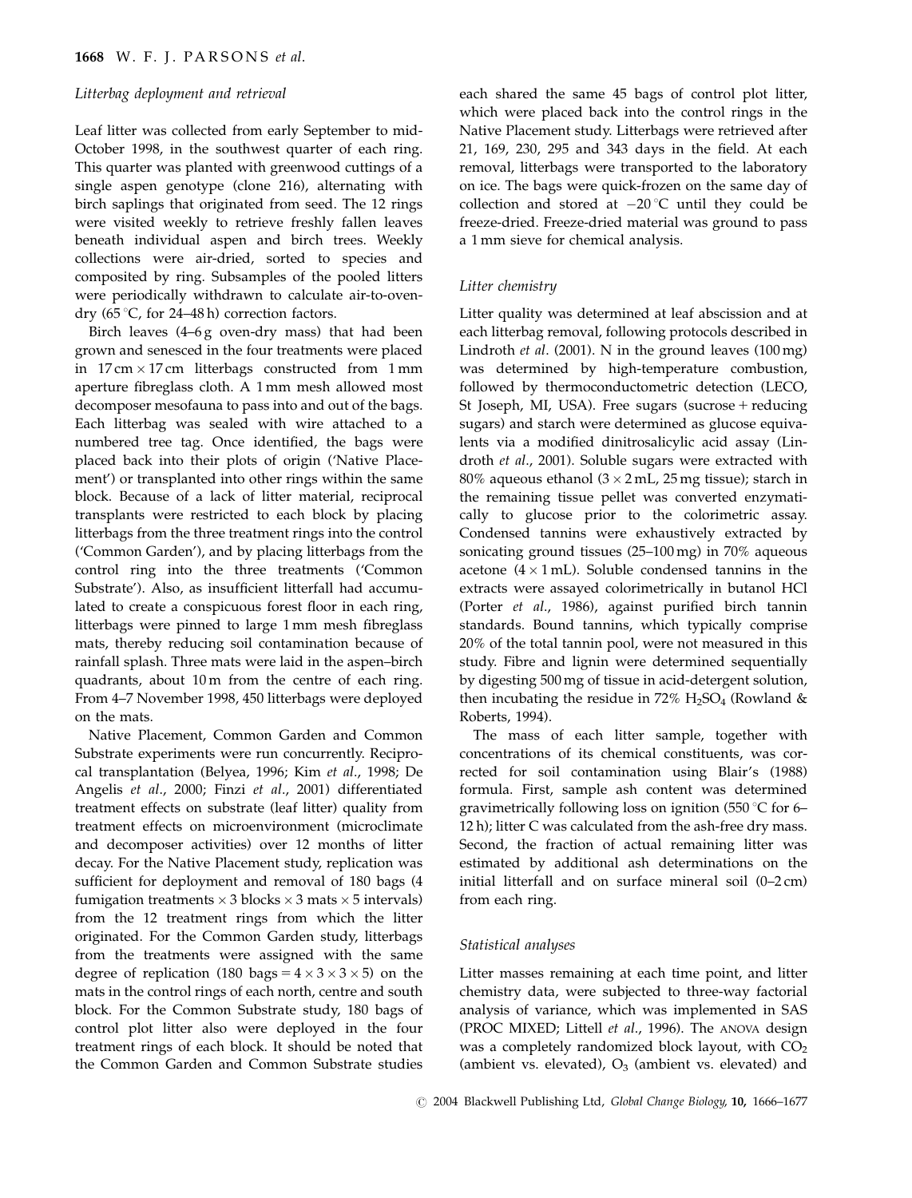### Litterbag deployment and retrieval

Leaf litter was collected from early September to mid-October 1998, in the southwest quarter of each ring. This quarter was planted with greenwood cuttings of a single aspen genotype (clone 216), alternating with birch saplings that originated from seed. The 12 rings were visited weekly to retrieve freshly fallen leaves beneath individual aspen and birch trees. Weekly collections were air-dried, sorted to species and composited by ring. Subsamples of the pooled litters were periodically withdrawn to calculate air-to-oven-dry (65 °C, for 24–48 h) correction factors.

Birch leaves (4–6 g oven-dry mass) that had been grown and senesced in the four treatments were placed in 17 cm × 17 cm litterbags constructed from 1 mm aperture fibreglass cloth. A 1 mm mesh allowed most decomposer mesofauna to pass into and out of the bags. Each litterbag was sealed with wire attached to a numbered tree tag. Once identified, the bags were placed back into their plots of origin ('Native Placement') or transplanted into other rings within the same block. Because of a lack of litter material, reciprocal transplants were restricted to each block by placing litterbags from the three treatment rings into the control ('Common Garden'), and by placing litterbags from the control ring into the three treatments ('Common Substrate'). Also, as insufficient litterfall had accumulated to create a conspicuous forest floor in each ring, litterbags were pinned to large 1 mm mesh fibreglass mats, thereby reducing soil contamination because of rainfall splash. Three mats were laid in the aspen–birch quadrants, about 10 m from the centre of each ring. From 4–7 November 1998, 450 litterbags were deployed on the mats.

Native Placement, Common Garden and Common Substrate experiments were run concurrently. Reciprocal transplantation (Belyea, 1996; Kim *et al*., 1998; De Angelis *et al*., 2000; Finzi *et al*., 2001) differentiated treatment effects on substrate (leaf litter) quality from treatment effects on microenvironment (microclimate and decomposer activities) over 12 months of litter decay. For the Native Placement study, replication was sufficient for deployment and removal of 180 bags (4 fumigation treatments × 3 blocks × 3 mats × 5 intervals) from the 12 treatment rings from which the litter originated. For the Common Garden study, litterbags from the treatments were assigned with the same degree of replication (180 bags = 4 × 3 × 3 × 5) on the mats in the control rings of each north, centre and south block. For the Common Substrate study, 180 bags of control plot litter also were deployed in the four treatment rings of each block. It should be noted that the Common Garden and Common Substrate studies each shared the same 45 bags of control plot litter, which were placed back into the control rings in the Native Placement study. Litterbags were retrieved after 21, 169, 230, 295 and 343 days in the field. At each removal, litterbags were transported to the laboratory on ice. The bags were quick-frozen on the same day of collection and stored at −20 °C until they could be freeze-dried. Freeze-dried material was ground to pass a 1 mm sieve for chemical analysis.

### Litter chemistry

Litter quality was determined at leaf abscission and at each litterbag removal, following protocols described in Lindroth *et al*. (2001). N in the ground leaves (100 mg) was determined by high-temperature combustion, followed by thermoconductometric detection (LECO, St Joseph, MI, USA). Free sugars (sucrose + reducing sugars) and starch were determined as glucose equivalents via a modified dinitrosalicylic acid assay (Lindroth *et al*., 2001). Soluble sugars were extracted with 80% aqueous ethanol (3 × 2 mL, 25 mg tissue); starch in the remaining tissue pellet was converted enzymatically to glucose prior to the colorimetric assay. Condensed tannins were exhaustively extracted by sonicating ground tissues (25–100 mg) in 70% aqueous acetone (4 × 1 mL). Soluble condensed tannins in the extracts were assayed colorimetrically in butanol HCl (Porter *et al*., 1986), against purified birch tannin standards. Bound tannins, which typically comprise 20% of the total tannin pool, were not measured in this study. Fibre and lignin were determined sequentially by digesting 500 mg of tissue in acid-detergent solution, then incubating the residue in 72% $H_2SO_4$ (Rowland & Roberts, 1994).

The mass of each litter sample, together with concentrations of its chemical constituents, was corrected for soil contamination using Blair's (1988) formula. First, sample ash content was determined gravimetrically following loss on ignition (550 °C for 6–12 h); litter C was calculated from the ash-free dry mass. Second, the fraction of actual remaining litter was estimated by additional ash determinations on the initial litterfall and on surface mineral soil (0–2 cm) from each ring.

### Statistical analyses

Litter masses remaining at each time point, and litter chemistry data, were subjected to three-way factorial analysis of variance, which was implemented in SAS (PROC MIXED; Littell *et al*., 1996). The ANOVA design was a completely randomized block layout, with $CO_2$ (ambient vs. elevated), $O_3$ (ambient vs. elevated) and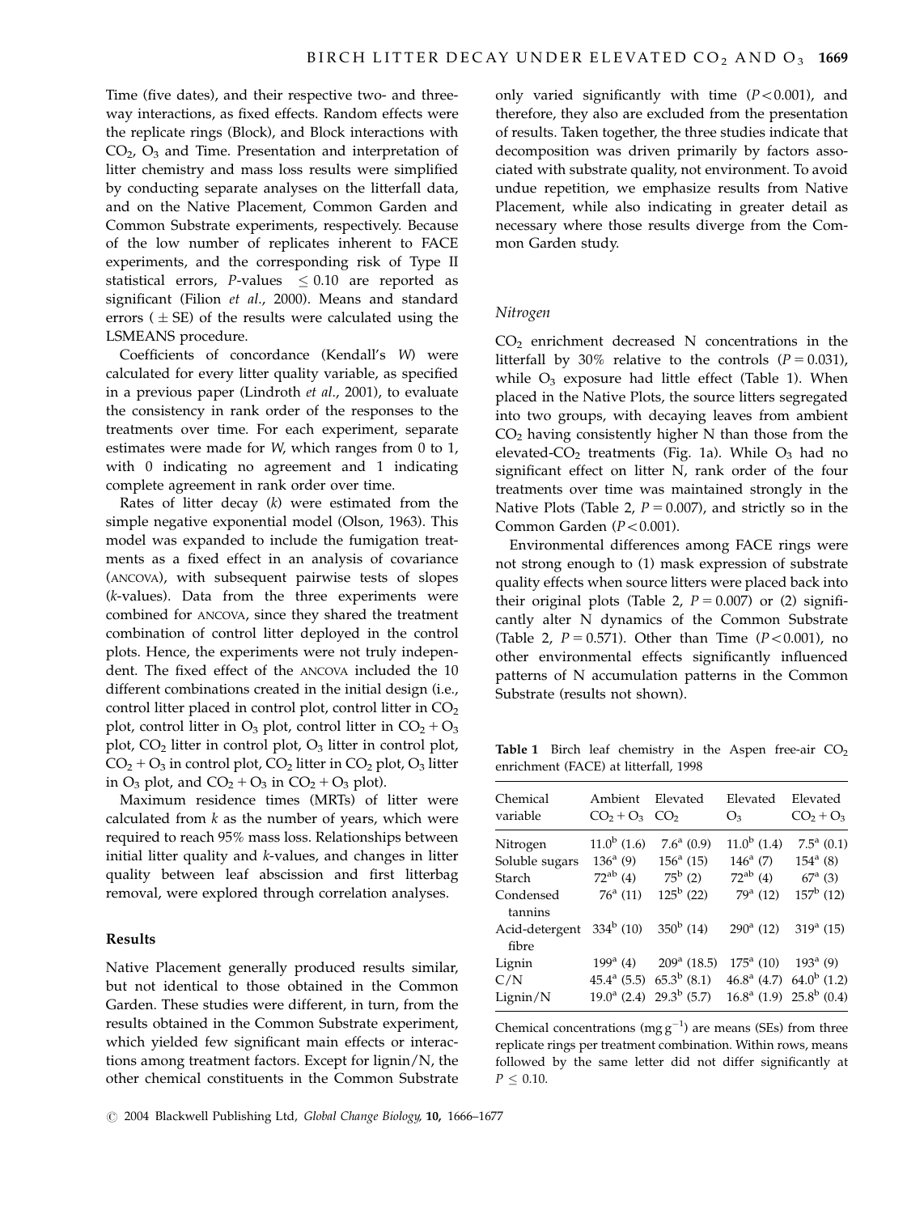Time (five dates), and their respective two- and three-way interactions, as fixed effects. Random effects were the replicate rings (Block), and Block interactions with $CO_2$, $O_3$ and Time. Presentation and interpretation of litter chemistry and mass loss results were simplified by conducting separate analyses on the litterfall data, and on the Native Placement, Common Garden and Common Substrate experiments, respectively. Because of the low number of replicates inherent to FACE experiments, and the corresponding risk of Type II statistical errors, $P$-values $\leq 0.10$ are reported as significant (Filion *et al*., 2000). Means and standard errors ($\pm$SE) of the results were calculated using the LSMEANS procedure.

Coefficients of concordance (Kendall's $W$) were calculated for every litter quality variable, as specified in a previous paper (Lindroth *et al*., 2001), to evaluate the consistency in rank order of the responses to the treatments over time. For each experiment, separate estimates were made for $W$, which ranges from 0 to 1, with 0 indicating no agreement and 1 indicating complete agreement in rank order over time.

Rates of litter decay ($k$) were estimated from the simple negative exponential model (Olson, 1963). This model was expanded to include the fumigation treatments as a fixed effect in an analysis of covariance (ANCOVA), with subsequent pairwise tests of slopes ($k$-values). Data from the three experiments were combined for ANCOVA, since they shared the treatment combination of control litter deployed in the control plots. Hence, the experiments were not truly independent. The fixed effect of the ANCOVA included the 10 different combinations created in the initial design (i.e., control litter placed in control plot, control litter in $CO_2$ plot, control litter in $O_3$ plot, control litter in $CO_2 + O_3$ plot, $CO_2$ litter in control plot, $O_3$ litter in control plot, $CO_2 + O_3$ in control plot, $CO_2$ litter in $CO_2$ plot, $O_3$ litter in $O_3$ plot, and $CO_2 + O_3$ in $CO_2 + O_3$ plot).

Maximum residence times (MRTs) of litter were calculated from $k$ as the number of years, which were required to reach 95% mass loss. Relationships between initial litter quality and $k$-values, and changes in litter quality between leaf abscission and first litterbag removal, were explored through correlation analyses.

## Results

Native Placement generally produced results similar, but not identical to those obtained in the Common Garden. These studies were different, in turn, from the results obtained in the Common Substrate experiment, which yielded few significant main effects or interactions among treatment factors. Except for lignin/N, the other chemical constituents in the Common Substrate only varied significantly with time ($P < 0.001$), and therefore, they also are excluded from the presentation of results. Taken together, the three studies indicate that decomposition was driven primarily by factors associated with substrate quality, not environment. To avoid undue repetition, we emphasize results from Native Placement, while also indicating in greater detail as necessary where those results diverge from the Common Garden study.

### *Nitrogen*

$CO_2$ enrichment decreased N concentrations in the litterfall by 30% relative to the controls ($P = 0.031$), while $O_3$ exposure had little effect (Table 1). When placed in the Native Plots, the source litters segregated into two groups, with decaying leaves from ambient $CO_2$ having consistently higher N than those from the elevated-$CO_2$ treatments (Fig. 1a). While $O_3$ had no significant effect on litter N, rank order of the four treatments over time was maintained strongly in the Native Plots (Table 2, $P = 0.007$), and strictly so in the Common Garden ($P < 0.001$).

Environmental differences among FACE rings were not strong enough to (1) mask expression of substrate quality effects when source litters were placed back into their original plots (Table 2, $P = 0.007$) or (2) significantly alter N dynamics of the Common Substrate (Table 2, $P = 0.571$). Other than Time ($P < 0.001$), no other environmental effects significantly influenced patterns of N accumulation patterns in the Common Substrate (results not shown).

**Table 1** Birch leaf chemistry in the Aspen free-air $CO_2$ enrichment (FACE) at litterfall, 1998

| Chemical variable | Ambient $CO_2 + O_3$ | Elevated $CO_2$ | Elevated $O_3$ | Elevated $CO_2 + O_3$ |
|---|---|---|---|---|
| Nitrogen | $11.0^{b}$ (1.6) | $7.6^{a}$ (0.9) | $11.0^{b}$ (1.4) | $7.5^{a}$ (0.1) |
| Soluble sugars | $136^{a}$ (9) | $156^{a}$ (15) | $146^{a}$ (7) | $154^{a}$ (8) |
| Starch | $72^{ab}$ (4) | $75^{b}$ (2) | $72^{ab}$ (4) | $67^{a}$ (3) |
| Condensed tannins | $76^{a}$ (11) | $125^{b}$ (22) | $79^{a}$ (12) | $157^{b}$ (12) |
| Acid-detergent fibre | $334^{b}$ (10) | $350^{b}$ (14) | $290^{a}$ (12) | $319^{a}$ (15) |
| Lignin | $199^{a}$ (4) | $209^{a}$ (18.5) | $175^{a}$ (10) | $193^{a}$ (9) |
| C/N | $45.4^{a}$ (5.5) | $65.3^{b}$ (8.1) | $46.8^{a}$ (4.7) | $64.0^{b}$ (1.2) |
| Lignin/N | $19.0^{a}$ (2.4) | $29.3^{b}$ (5.7) | $16.8^{a}$ (1.9) | $25.8^{b}$ (0.4) |

Chemical concentrations (mg g$^{-1}$) are means (SEs) from three replicate rings per treatment combination. Within rows, means followed by the same letter did not differ significantly at $P \leq 0.10$.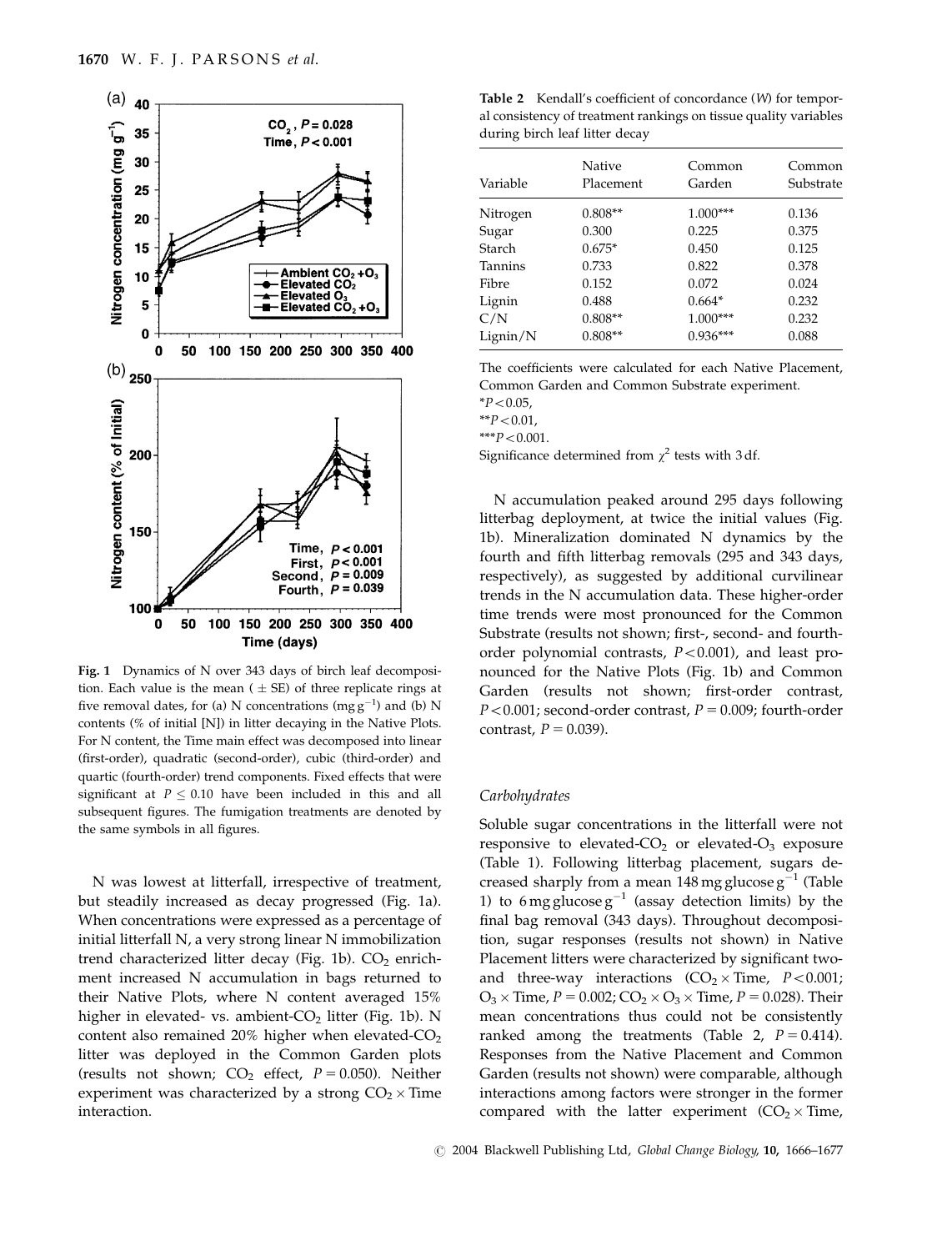Fig. 1 Dynamics of N over 343 days of birch leaf decomposition. Each value is the mean ($\pm$ SE) of three replicate rings at five removal dates, for (a) N concentrations ($mg\ g^{-1}$) and (b) N contents (% of initial [N]) in litter decaying in the Native Plots. For N content, the Time main effect was decomposed into linear (first-order), quadratic (second-order), cubic (third-order) and quartic (fourth-order) trend components. Fixed effects that were significant at $P \leq 0.10$ have been included in this and all subsequent figures. The fumigation treatments are denoted by the same symbols in all figures.

N was lowest at litterfall, irrespective of treatment, but steadily increased as decay progressed (Fig. 1a). When concentrations were expressed as a percentage of initial litterfall N, a very strong linear N immobilization trend characterized litter decay (Fig. 1b). $CO_2$ enrichment increased N accumulation in bags returned to their Native Plots, where N content averaged 15% higher in elevated- vs. ambient-$CO_2$ litter (Fig. 1b). N content also remained 20% higher when elevated-$CO_2$ litter was deployed in the Common Garden plots (results not shown; $CO_2$ effect, $P = 0.050$). Neither experiment was characterized by a strong $CO_2 \times$ Time interaction.

**Table 2** Kendall's coefficient of concordance ($W$) for temporal consistency of treatment rankings on tissue quality variables during birch leaf litter decay

| Variable | Native Placement | Common Garden | Common Substrate |
|---|---|---|---|
| Nitrogen | 0.808** | 1.000*** | 0.136 |
| Sugar | 0.300 | 0.225 | 0.375 |
| Starch | 0.675* | 0.450 | 0.125 |
| Tannins | 0.733 | 0.822 | 0.378 |
| Fibre | 0.152 | 0.072 | 0.024 |
| Lignin | 0.488 | 0.664* | 0.232 |
| C/N | 0.808** | 1.000*** | 0.232 |
| Lignin/N | 0.808** | 0.936*** | 0.088 |

The coefficients were calculated for each Native Placement, Common Garden and Common Substrate experiment.
*$P < 0.05$,
**$P < 0.01$,
***$P < 0.001$.
Significance determined from $\chi^2$ tests with 3 df.

N accumulation peaked around 295 days following litterbag deployment, at twice the initial values (Fig. 1b). Mineralization dominated N dynamics by the fourth and fifth litterbag removals (295 and 343 days, respectively), as suggested by additional curvilinear trends in the N accumulation data. These higher-order time trends were most pronounced for the Common Substrate (results not shown; first-, second- and fourth-order polynomial contrasts, $P < 0.001$), and least pronounced for the Native Plots (Fig. 1b) and Common Garden (results not shown; first-order contrast, $P < 0.001$; second-order contrast, $P = 0.009$; fourth-order contrast, $P = 0.039$).

### *Carbohydrates*

Soluble sugar concentrations in the litterfall were not responsive to elevated-$CO_2$ or elevated-$O_3$ exposure (Table 1). Following litterbag placement, sugars decreased sharply from a mean 148 mg glucose $g^{-1}$ (Table 1) to 6 mg glucose $g^{-1}$ (assay detection limits) by the final bag removal (343 days). Throughout decomposition, sugar responses (results not shown) in Native Placement litters were characterized by significant two- and three-way interactions ($CO_2 \times$ Time, $P < 0.001$; $O_3 \times$ Time, $P = 0.002$; $CO_2 \times O_3 \times$ Time, $P = 0.028$). Their mean concentrations thus could not be consistently ranked among the treatments (Table 2, $P = 0.414$). Responses from the Native Placement and Common Garden (results not shown) were comparable, although interactions among factors were stronger in the former compared with the latter experiment ($CO_2 \times$ Time,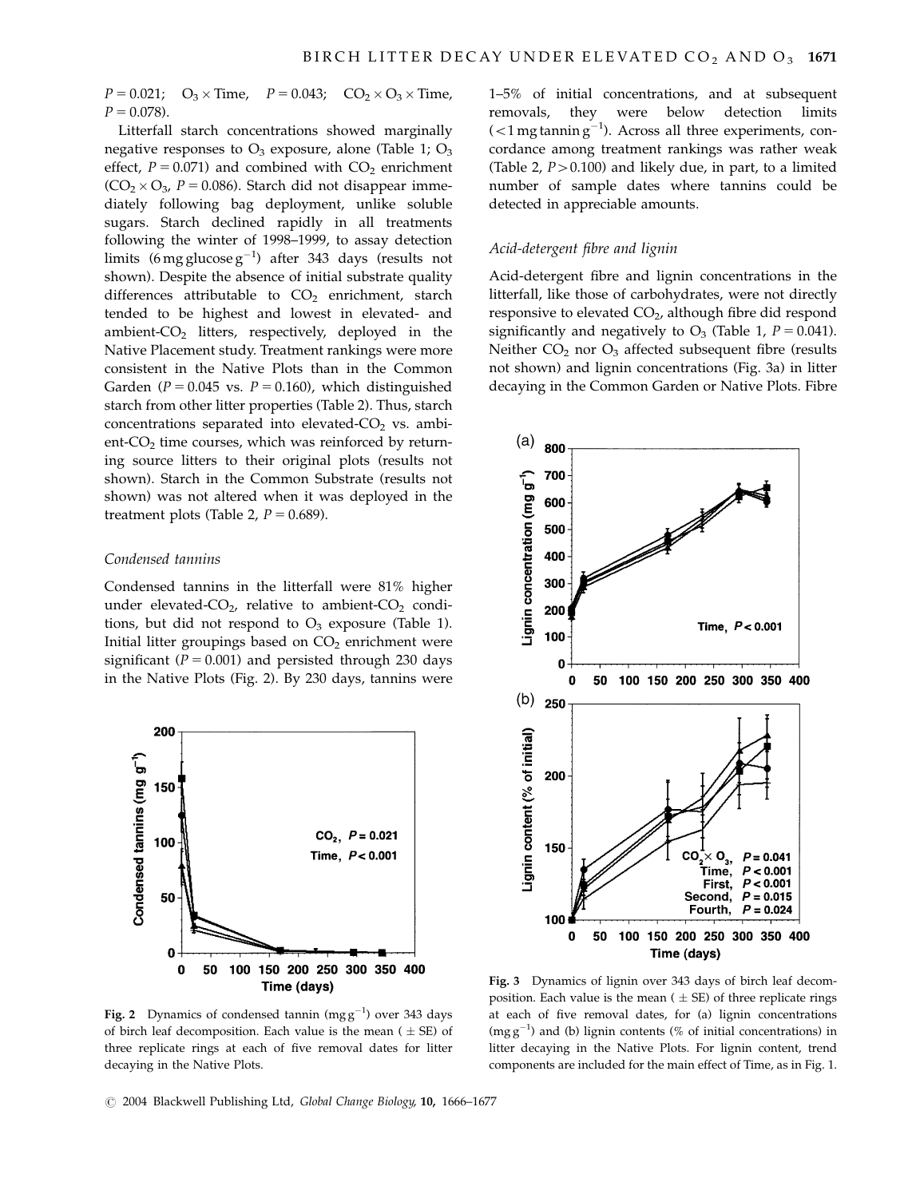$P = 0.021$; $O_3 \times$ Time, $P = 0.043$; $CO_2 \times O_3 \times$ Time, $P = 0.078$).

Litterfall starch concentrations showed marginally negative responses to $O_3$ exposure, alone (Table 1; $O_3$ effect, $P = 0.071$) and combined with $CO_2$ enrichment ($CO_2 \times O_3$, $P = 0.086$). Starch did not disappear immediately following bag deployment, unlike soluble sugars. Starch declined rapidly in all treatments following the winter of 1998–1999, to assay detection limits (6 mg glucose $g^{-1}$) after 343 days (results not shown). Despite the absence of initial substrate quality differences attributable to $CO_2$ enrichment, starch tended to be highest and lowest in elevated- and ambient-$CO_2$ litters, respectively, deployed in the Native Placement study. Treatment rankings were more consistent in the Native Plots than in the Common Garden ($P = 0.045$ vs. $P = 0.160$), which distinguished starch from other litter properties (Table 2). Thus, starch concentrations separated into elevated-$CO_2$ vs. ambient-$CO_2$ time courses, which was reinforced by returning source litters to their original plots (results not shown). Starch in the Common Substrate (results not shown) was not altered when it was deployed in the treatment plots (Table 2, $P = 0.689$).

### Condensed tannins

Condensed tannins in the litterfall were 81% higher under elevated-$CO_2$, relative to ambient-$CO_2$ conditions, but did not respond to $O_3$ exposure (Table 1). Initial litter groupings based on $CO_2$ enrichment were significant ($P = 0.001$) and persisted through 230 days in the Native Plots (Fig. 2). By 230 days, tannins were 1–5% of initial concentrations, and at subsequent removals, they were below detection limits (<1 mg tannin $g^{-1}$). Across all three experiments, concordance among treatment rankings was rather weak (Table 2, $P > 0.100$) and likely due, in part, to a limited number of sample dates where tannins could be detected in appreciable amounts.

**Fig. 2** Dynamics of condensed tannin (mg $g^{-1}$) over 343 days of birch leaf decomposition. Each value is the mean ($\pm$ SE) of three replicate rings at each of five removal dates for litter decaying in the Native Plots.

### Acid-detergent fibre and lignin

Acid-detergent fibre and lignin concentrations in the litterfall, like those of carbohydrates, were not directly responsive to elevated $CO_2$, although fibre did respond significantly and negatively to $O_3$ (Table 1, $P = 0.041$). Neither $CO_2$ nor $O_3$ affected subsequent fibre (results not shown) and lignin concentrations (Fig. 3a) in litter decaying in the Common Garden or Native Plots. Fibre

**Fig. 3** Dynamics of lignin over 343 days of birch leaf decomposition. Each value is the mean ($\pm$ SE) of three replicate rings at each of five removal dates, for (a) lignin concentrations (mg $g^{-1}$) and (b) lignin contents (% of initial concentrations) in litter decaying in the Native Plots. For lignin content, trend components are included for the main effect of Time, as in Fig. 1.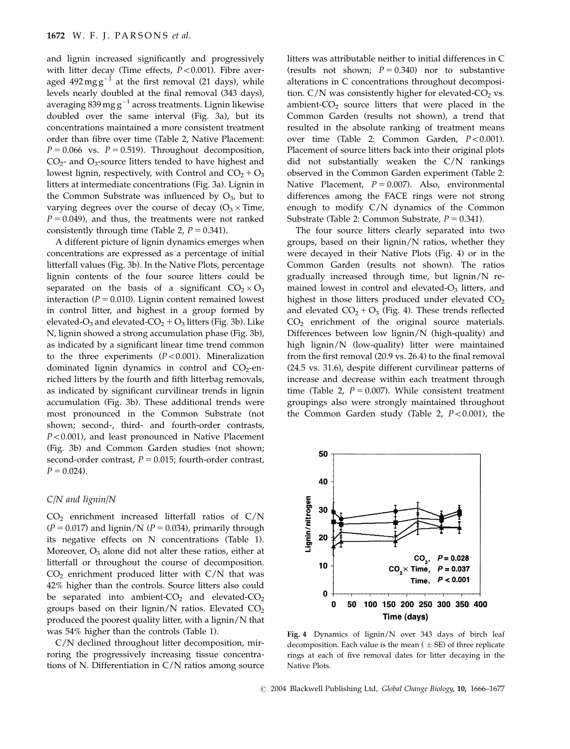and lignin increased significantly and progressively with litter decay (Time effects, $P<0.001$). Fibre averaged 492 mg g$^{-1}$ at the first removal (21 days), while levels nearly doubled at the final removal (343 days), averaging 839 mg g$^{-1}$ across treatments. Lignin likewise doubled over the same interval (Fig. 3a), but its concentrations maintained a more consistent treatment order than fibre over time (Table 2, Native Placement: $P=0.066$ vs. $P=0.519$). Throughout decomposition, $CO_2$- and $O_3$-source litters tended to have highest and lowest lignin, respectively, with Control and $CO_2+O_3$ litters at intermediate concentrations (Fig. 3a). Lignin in the Common Substrate was influenced by $O_3$, but to varying degrees over the course of decay ($O_3 \times$ Time, $P=0.049$), and thus, the treatments were not ranked consistently through time (Table 2, $P=0.341$).

A different picture of lignin dynamics emerges when concentrations are expressed as a percentage of initial litterfall values (Fig. 3b). In the Native Plots, percentage lignin contents of the four source litters could be separated on the basis of a significant $CO_2 \times O_3$ interaction ($P=0.010$). Lignin content remained lowest in control litter, and highest in a group formed by elevated-$O_3$ and elevated-$CO_2+O_3$ litters (Fig. 3b). Like N, lignin showed a strong accumulation phase (Fig. 3b), as indicated by a significant linear time trend common to the three experiments ($P<0.001$). Mineralization dominated lignin dynamics in control and $CO_2$-enriched litters by the fourth and fifth litterbag removals, as indicated by significant curvilinear trends in lignin accumulation (Fig. 3b). These additional trends were most pronounced in the Common Substrate (not shown; second-, third- and fourth-order contrasts, $P<0.001$), and least pronounced in Native Placement (Fig. 3b) and Common Garden studies (not shown; second-order contrast, $P=0.015$; fourth-order contrast, $P=0.024$).

### C/N and lignin/N

$CO_2$ enrichment increased litterfall ratios of C/N ($P=0.017$) and lignin/N ($P=0.034$), primarily through its negative effects on N concentrations (Table 1). Moreover, $O_3$ alone did not alter these ratios, either at litterfall or throughout the course of decomposition. $CO_2$ enrichment produced litter with C/N that was 42% higher than the controls. Source litters also could be separated into ambient-$CO_2$ and elevated-$CO_2$ groups based on their lignin/N ratios. Elevated $CO_2$ produced the poorest quality litter, with a lignin/N that was 54% higher than the controls (Table 1).

C/N declined throughout litter decomposition, mirroring the progressively increasing tissue concentrations of N. Differentiation in C/N ratios among source litters was attributable neither to initial differences in C (results not shown; $P=0.340$) nor to substantive alterations in C concentrations throughout decomposition. C/N was consistently higher for elevated-$CO_2$ vs. ambient-$CO_2$ source litters that were placed in the Common Garden (results not shown), a trend that resulted in the absolute ranking of treatment means over time (Table 2: Common Garden, $P<0.001$). Placement of source litters back into their original plots did not substantially weaken the C/N rankings observed in the Common Garden experiment (Table 2: Native Placement, $P=0.007$). Also, environmental differences among the FACE rings were not strong enough to modify C/N dynamics of the Common Substrate (Table 2: Common Substrate, $P=0.341$).

The four source litters clearly separated into two groups, based on their lignin/N ratios, whether they were decayed in their Native Plots (Fig. 4) or in the Common Garden (results not shown). The ratios gradually increased through time, but lignin/N remained lowest in control and elevated-$O_3$ litters, and highest in those litters produced under elevated $CO_2$ and elevated $CO_2+O_3$ (Fig. 4). These trends reflected $CO_2$ enrichment of the original source materials. Differences between low lignin/N (high-quality) and high lignin/N (low-quality) litter were maintained from the first removal (20.9 vs. 26.4) to the final removal (24.5 vs. 31.6), despite different curvilinear patterns of increase and decrease within each treatment through time (Table 2, $P=0.007$). While consistent treatment groupings also were strongly maintained throughout the Common Garden study (Table 2, $P<0.001$), the

**Fig. 4** Dynamics of lignin/N over 343 days of birch leaf decomposition. Each value is the mean ($\pm$ SE) of three replicate rings at each of five removal dates for litter decaying in the Native Plots.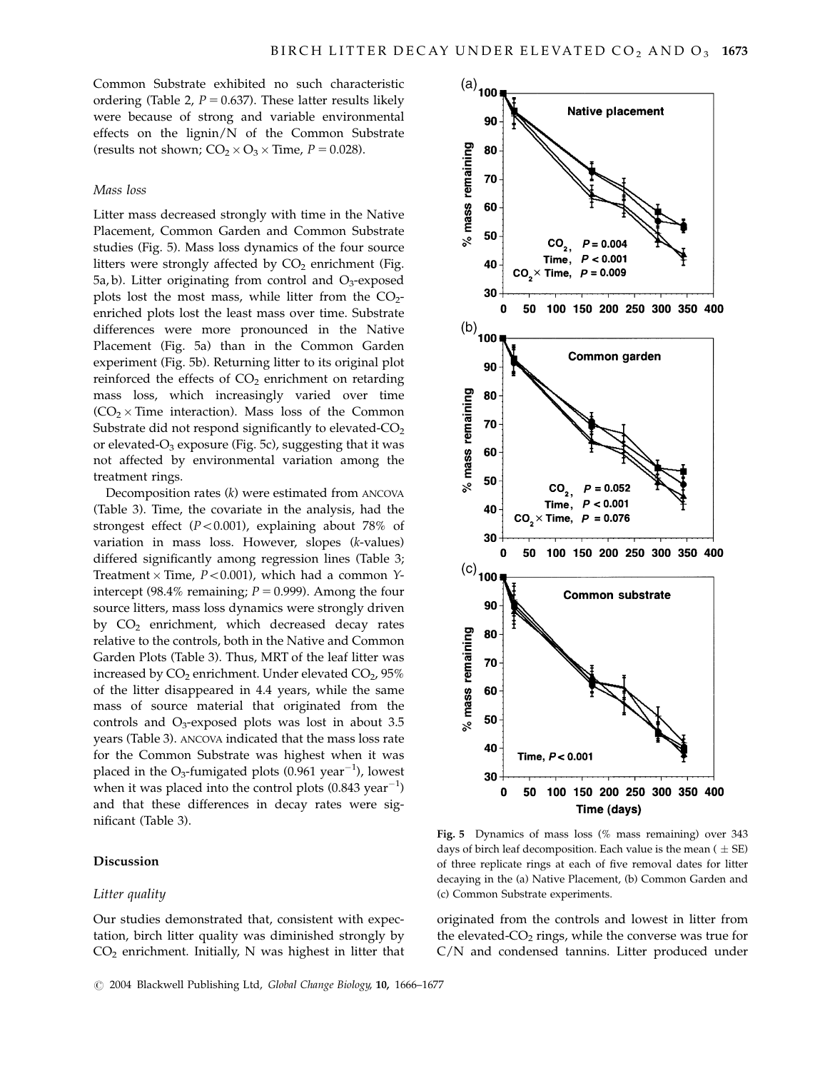Common Substrate exhibited no such characteristic ordering (Table 2, $P = 0.637$). These latter results likely were because of strong and variable environmental effects on the lignin/N of the Common Substrate (results not shown; $CO_2 \times O_3 \times$ Time, $P = 0.028$).

### Mass loss

Litter mass decreased strongly with time in the Native Placement, Common Garden and Common Substrate studies (Fig. 5). Mass loss dynamics of the four source litters were strongly affected by $CO_2$ enrichment (Fig. 5a, b). Litter originating from control and $O_3$-exposed plots lost the most mass, while litter from the $CO_2$-enriched plots lost the least mass over time. Substrate differences were more pronounced in the Native Placement (Fig. 5a) than in the Common Garden experiment (Fig. 5b). Returning litter to its original plot reinforced the effects of $CO_2$ enrichment on retarding mass loss, which increasingly varied over time ($CO_2 \times$ Time interaction). Mass loss of the Common Substrate did not respond significantly to elevated-$CO_2$ or elevated-$O_3$ exposure (Fig. 5c), suggesting that it was not affected by environmental variation among the treatment rings.

Decomposition rates ($k$) were estimated from ANCOVA (Table 3). Time, the covariate in the analysis, had the strongest effect ($P < 0.001$), explaining about 78% of variation in mass loss. However, slopes ($k$-values) differed significantly among regression lines (Table 3; Treatment $\times$ Time, $P < 0.001$), which had a common $Y$-intercept (98.4% remaining; $P = 0.999$). Among the four source litters, mass loss dynamics were strongly driven by $CO_2$ enrichment, which decreased decay rates relative to the controls, both in the Native and Common Garden Plots (Table 3). Thus, MRT of the leaf litter was increased by $CO_2$ enrichment. Under elevated $CO_2$, 95% of the litter disappeared in 4.4 years, while the same mass of source material that originated from the controls and $O_3$-exposed plots was lost in about 3.5 years (Table 3). ANCOVA indicated that the mass loss rate for the Common Substrate was highest when it was placed in the $O_3$-fumigated plots (0.961 $year^{-1}$), lowest when it was placed into the control plots (0.843 $year^{-1}$) and that these differences in decay rates were significant (Table 3).

Fig. 5 Dynamics of mass loss (% mass remaining) over 343 days of birch leaf decomposition. Each value is the mean ($\pm$ SE) of three replicate rings at each of five removal dates for litter decaying in the (a) Native Placement, (b) Common Garden and (c) Common Substrate experiments.

## Discussion

### Litter quality

Our studies demonstrated that, consistent with expectation, birch litter quality was diminished strongly by $CO_2$ enrichment. Initially, N was highest in litter that originated from the controls and lowest in litter from the elevated-$CO_2$ rings, while the converse was true for C/N and condensed tannins. Litter produced under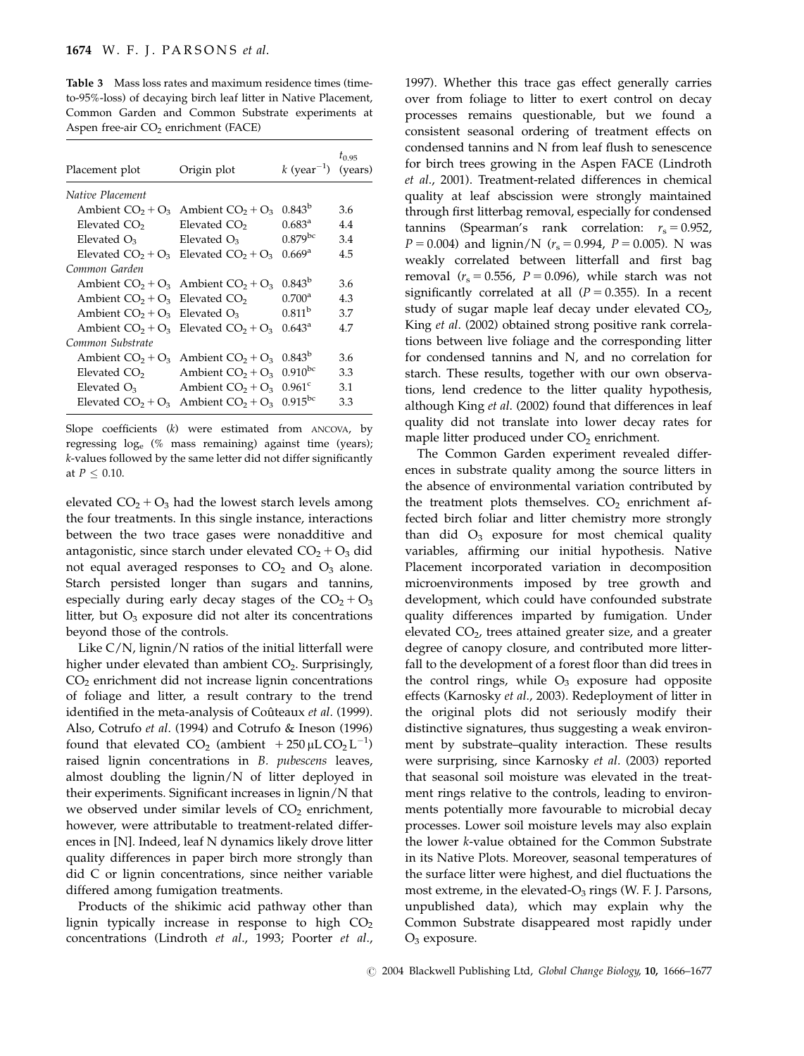**Table 3** Mass loss rates and maximum residence times (time-to-95%-loss) of decaying birch leaf litter in Native Placement, Common Garden and Common Substrate experiments at Aspen free-air $CO_2$ enrichment (FACE)

| Placement plot | Origin plot | $k$ (year$^{-1}$) | $t_{0.95}$ (years) |
|---|---|---|---|
| *Native Placement* | | | |
| Ambient $CO_2 + O_3$ | Ambient $CO_2 + O_3$ | 0.843[b] | 3.6 |
| Elevated $CO_2$ | Elevated $CO_2$ | 0.683[a] | 4.4 |
| Elevated $O_3$ | Elevated $O_3$ | 0.879[bc] | 3.4 |
| Elevated $CO_2 + O_3$ | Elevated $CO_2 + O_3$ | 0.669[a] | 4.5 |
| *Common Garden* | | | |
| Ambient $CO_2 + O_3$ | Ambient $CO_2 + O_3$ | 0.843[b] | 3.6 |
| Ambient $CO_2 + O_3$ | Elevated $CO_2$ | 0.700[a] | 4.3 |
| Ambient $CO_2 + O_3$ | Elevated $O_3$ | 0.811[b] | 3.7 |
| Ambient $CO_2 + O_3$ | Elevated $CO_2 + O_3$ | 0.643[a] | 4.7 |
| *Common Substrate* | | | |
| Ambient $CO_2 + O_3$ | Ambient $CO_2 + O_3$ | 0.843[b] | 3.6 |
| Elevated $CO_2$ | Ambient $CO_2 + O_3$ | 0.910[bc] | 3.3 |
| Elevated $O_3$ | Ambient $CO_2 + O_3$ | 0.961[c] | 3.1 |
| Elevated $CO_2 + O_3$ | Ambient $CO_2 + O_3$ | 0.915[bc] | 3.3 |

Slope coefficients ($k$) were estimated from ANCOVA, by regressing $\log_e$ (% mass remaining) against time (years); $k$-values followed by the same letter did not differ significantly at $P \leq 0.10$.

elevated $CO_2 + O_3$ had the lowest starch levels among the four treatments. In this single instance, interactions between the two trace gases were nonadditive and antagonistic, since starch under elevated $CO_2 + O_3$ did not equal averaged responses to $CO_2$ and $O_3$ alone. Starch persisted longer than sugars and tannins, especially during early decay stages of the $CO_2 + O_3$ litter, but $O_3$ exposure did not alter its concentrations beyond those of the controls.

Like C/N, lignin/N ratios of the initial litterfall were higher under elevated than ambient $CO_2$. Surprisingly, $CO_2$ enrichment did not increase lignin concentrations of foliage and litter, a result contrary to the trend identified in the meta-analysis of Coûteaux *et al*. (1999). Also, Cotrufo *et al*. (1994) and Cotrufo & Ineson (1996) found that elevated $CO_2$ (ambient $+250\,\mu L\,CO_2\,L^{-1}$) raised lignin concentrations in *B. pubescens* leaves, almost doubling the lignin/N of litter deployed in their experiments. Significant increases in lignin/N that we observed under similar levels of $CO_2$ enrichment, however, were attributable to treatment-related differences in [N]. Indeed, leaf N dynamics likely drove litter quality differences in paper birch more strongly than did C or lignin concentrations, since neither variable differed among fumigation treatments.

Products of the shikimic acid pathway other than lignin typically increase in response to high $CO_2$ concentrations (Lindroth *et al*., 1993; Poorter *et al*., 1997). Whether this trace gas effect generally carries over from foliage to litter to exert control on decay processes remains questionable, but we found a consistent seasonal ordering of treatment effects on condensed tannins and N from leaf flush to senescence for birch trees growing in the Aspen FACE (Lindroth *et al*., 2001). Treatment-related differences in chemical quality at leaf abscission were strongly maintained through first litterbag removal, especially for condensed tannins (Spearman's rank correlation: $r_s = 0.952$, $P = 0.004$) and lignin/N ($r_s = 0.994$, $P = 0.005$). N was weakly correlated between litterfall and first bag removal ($r_s = 0.556$, $P = 0.096$), while starch was not significantly correlated at all ($P = 0.355$). In a recent study of sugar maple leaf decay under elevated $CO_2$, King *et al*. (2002) obtained strong positive rank correlations between live foliage and the corresponding litter for condensed tannins and N, and no correlation for starch. These results, together with our own observations, lend credence to the litter quality hypothesis, although King *et al*. (2002) found that differences in leaf quality did not translate into lower decay rates for maple litter produced under $CO_2$ enrichment.

The Common Garden experiment revealed differences in substrate quality among the source litters in the absence of environmental variation contributed by the treatment plots themselves. $CO_2$ enrichment affected birch foliar and litter chemistry more strongly than did $O_3$ exposure for most chemical quality variables, affirming our initial hypothesis. Native Placement incorporated variation in decomposition microenvironments imposed by tree growth and development, which could have confounded substrate quality differences imparted by fumigation. Under elevated $CO_2$, trees attained greater size, and a greater degree of canopy closure, and contributed more litterfall to the development of a forest floor than did trees in the control rings, while $O_3$ exposure had opposite effects (Karnosky *et al*., 2003). Redeployment of litter in the original plots did not seriously modify their distinctive signatures, thus suggesting a weak environment by substrate–quality interaction. These results were surprising, since Karnosky *et al*. (2003) reported that seasonal soil moisture was elevated in the treatment rings relative to the controls, leading to environments potentially more favourable to microbial decay processes. Lower soil moisture levels may also explain the lower $k$-value obtained for the Common Substrate in its Native Plots. Moreover, seasonal temperatures of the surface litter were highest, and diel fluctuations the most extreme, in the elevated-$O_3$ rings (W. F. J. Parsons, unpublished data), which may explain why the Common Substrate disappeared most rapidly under $O_3$ exposure.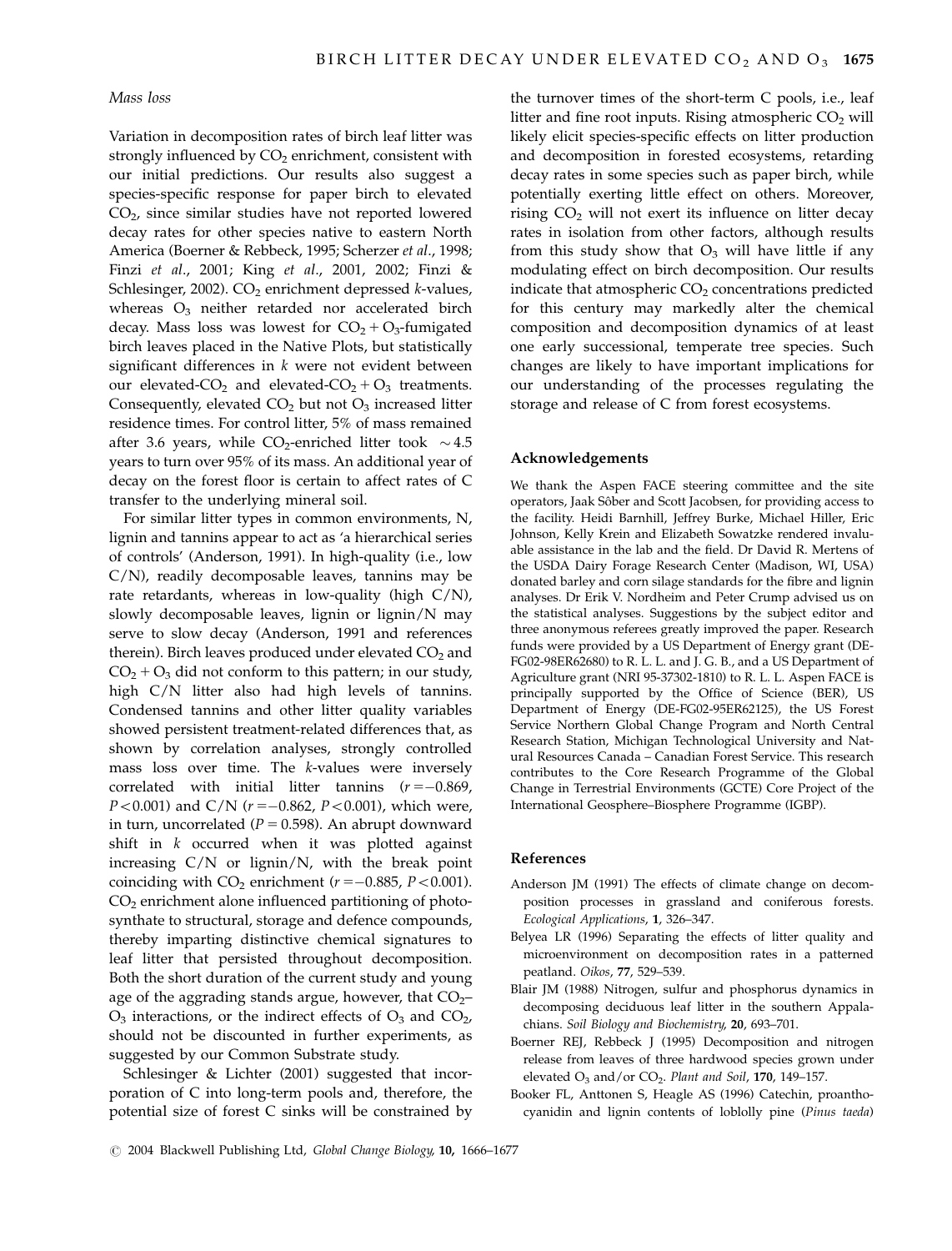*Mass loss*

Variation in decomposition rates of birch leaf litter was strongly influenced by $CO_2$ enrichment, consistent with our initial predictions. Our results also suggest a species-specific response for paper birch to elevated $CO_2$, since similar studies have not reported lowered decay rates for other species native to eastern North America (Boerner & Rebbeck, 1995; Scherzer *et al*., 1998; Finzi *et al*., 2001; King *et al*., 2001, 2002; Finzi & Schlesinger, 2002). $CO_2$ enrichment depressed $k$-values, whereas $O_3$ neither retarded nor accelerated birch decay. Mass loss was lowest for $CO_2 + O_3$-fumigated birch leaves placed in the Native Plots, but statistically significant differences in $k$ were not evident between our elevated-$CO_2$ and elevated-$CO_2 + O_3$ treatments. Consequently, elevated $CO_2$ but not $O_3$ increased litter residence times. For control litter, 5% of mass remained after 3.6 years, while $CO_2$-enriched litter took $\sim$4.5 years to turn over 95% of its mass. An additional year of decay on the forest floor is certain to affect rates of C transfer to the underlying mineral soil.

For similar litter types in common environments, N, lignin and tannins appear to act as 'a hierarchical series of controls' (Anderson, 1991). In high-quality (i.e., low C/N), readily decomposable leaves, tannins may be rate retardants, whereas in low-quality (high C/N), slowly decomposable leaves, lignin or lignin/N may serve to slow decay (Anderson, 1991 and references therein). Birch leaves produced under elevated $CO_2$ and $CO_2 + O_3$ did not conform to this pattern; in our study, high C/N litter also had high levels of tannins. Condensed tannins and other litter quality variables showed persistent treatment-related differences that, as shown by correlation analyses, strongly controlled mass loss over time. The $k$-values were inversely correlated with initial litter tannins ($r = -0.869$, $P < 0.001$) and C/N ($r = -0.862$, $P < 0.001$), which were, in turn, uncorrelated ($P = 0.598$). An abrupt downward shift in $k$ occurred when it was plotted against increasing C/N or lignin/N, with the break point coinciding with $CO_2$ enrichment ($r = -0.885$, $P < 0.001$). $CO_2$ enrichment alone influenced partitioning of photosynthate to structural, storage and defence compounds, thereby imparting distinctive chemical signatures to leaf litter that persisted throughout decomposition. Both the short duration of the current study and young age of the aggrading stands argue, however, that $CO_2$–$O_3$ interactions, or the indirect effects of $O_3$ and $CO_2$, should not be discounted in further experiments, as suggested by our Common Substrate study.

Schlesinger & Lichter (2001) suggested that incorporation of C into long-term pools and, therefore, the potential size of forest C sinks will be constrained by the turnover times of the short-term C pools, i.e., leaf litter and fine root inputs. Rising atmospheric $CO_2$ will likely elicit species-specific effects on litter production and decomposition in forested ecosystems, retarding decay rates in some species such as paper birch, while potentially exerting little effect on others. Moreover, rising $CO_2$ will not exert its influence on litter decay rates in isolation from other factors, although results from this study show that $O_3$ will have little if any modulating effect on birch decomposition. Our results indicate that atmospheric $CO_2$ concentrations predicted for this century may markedly alter the chemical composition and decomposition dynamics of at least one early successional, temperate tree species. Such changes are likely to have important implications for our understanding of the processes regulating the storage and release of C from forest ecosystems.

## Acknowledgements

We thank the Aspen FACE steering committee and the site operators, Jaak Sôber and Scott Jacobsen, for providing access to the facility. Heidi Barnhill, Jeffrey Burke, Michael Hiller, Eric Johnson, Kelly Krein and Elizabeth Sowatzke rendered invaluable assistance in the lab and the field. Dr David R. Mertens of the USDA Dairy Forage Research Center (Madison, WI, USA) donated barley and corn silage standards for the fibre and lignin analyses. Dr Erik V. Nordheim and Peter Crump advised us on the statistical analyses. Suggestions by the subject editor and three anonymous referees greatly improved the paper. Research funds were provided by a US Department of Energy grant (DE-FG02-98ER62680) to R. L. L. and J. G. B., and a US Department of Agriculture grant (NRI 95-37302-1810) to R. L. L. Aspen FACE is principally supported by the Office of Science (BER), US Department of Energy (DE-FG02-95ER62125), the US Forest Service Northern Global Change Program and North Central Research Station, Michigan Technological University and Natural Resources Canada – Canadian Forest Service. This research contributes to the Core Research Programme of the Global Change in Terrestrial Environments (GCTE) Core Project of the International Geosphere–Biosphere Programme (IGBP).

## References

Anderson JM (1991) The effects of climate change on decomposition processes in grassland and coniferous forests. *Ecological Applications*, **1**, 326–347.

Belyea LR (1996) Separating the effects of litter quality and microenvironment on decomposition rates in a patterned peatland. *Oikos*, **77**, 529–539.

Blair JM (1988) Nitrogen, sulfur and phosphorus dynamics in decomposing deciduous leaf litter in the southern Appalachians. *Soil Biology and Biochemistry*, **20**, 693–701.

Boerner REJ, Rebbeck J (1995) Decomposition and nitrogen release from leaves of three hardwood species grown under elevated $O_3$ and/or $CO_2$. *Plant and Soil*, **170**, 149–157.

Booker FL, Anttonen S, Heagle AS (1996) Catechin, proanthocyanidin and lignin contents of loblolly pine (*Pinus taeda*)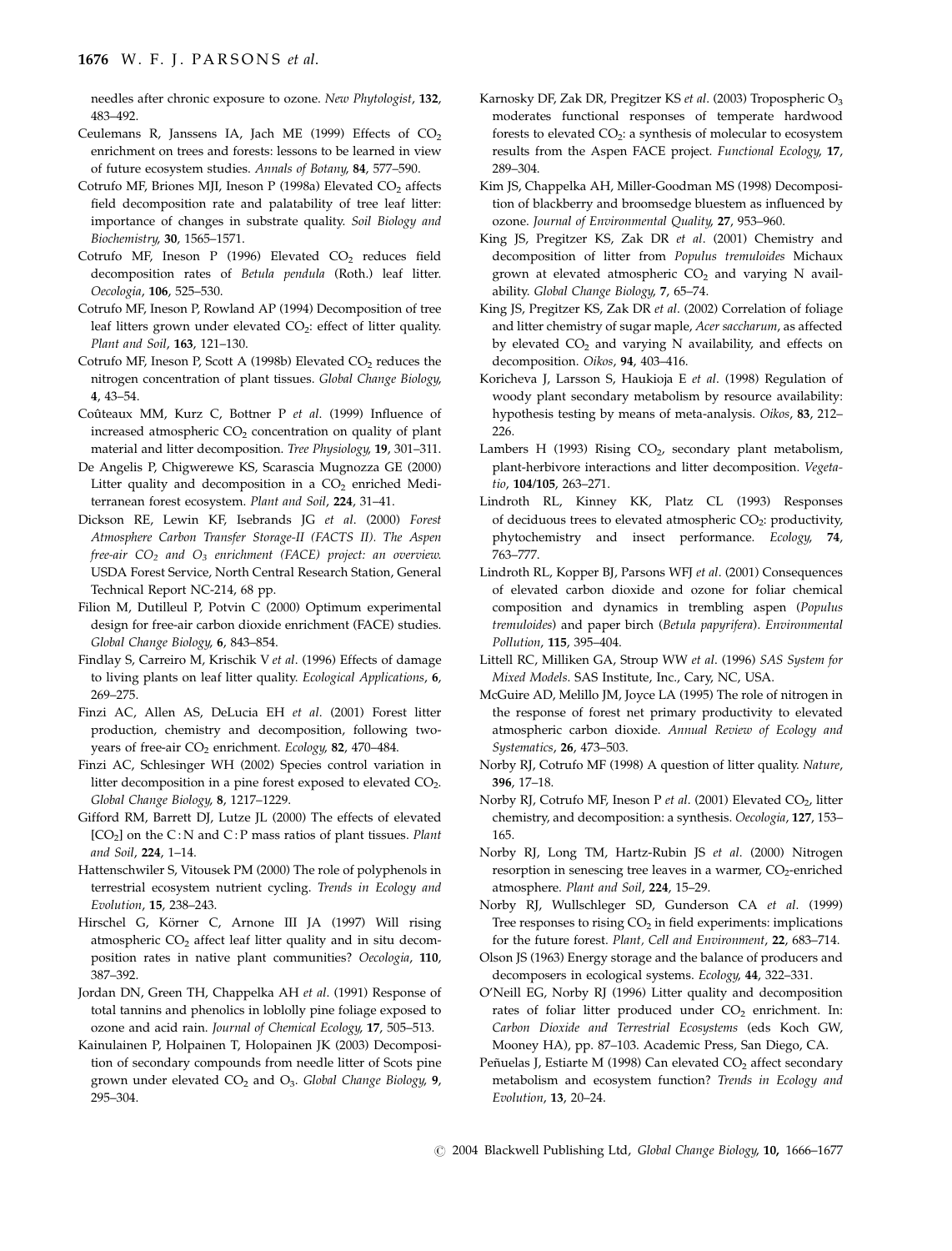needles after chronic exposure to ozone. *New Phytologist*, **132**, 483–492.

Ceulemans R, Janssens IA, Jach ME (1999) Effects of $CO_2$ enrichment on trees and forests: lessons to be learned in view of future ecosystem studies. *Annals of Botany*, **84**, 577–590.

Cotrufo MF, Briones MJI, Ineson P (1998a) Elevated $CO_2$ affects field decomposition rate and palatability of tree leaf litter: importance of changes in substrate quality. *Soil Biology and Biochemistry*, **30**, 1565–1571.

Cotrufo MF, Ineson P (1996) Elevated $CO_2$ reduces field decomposition rates of *Betula pendula* (Roth.) leaf litter. *Oecologia*, **106**, 525–530.

Cotrufo MF, Ineson P, Rowland AP (1994) Decomposition of tree leaf litters grown under elevated $CO_2$: effect of litter quality. *Plant and Soil*, **163**, 121–130.

Cotrufo MF, Ineson P, Scott A (1998b) Elevated $CO_2$ reduces the nitrogen concentration of plant tissues. *Global Change Biology*, **4**, 43–54.

Coûteaux MM, Kurz C, Bottner P *et al.* (1999) Influence of increased atmospheric $CO_2$ concentration on quality of plant material and litter decomposition. *Tree Physiology*, **19**, 301–311.

De Angelis P, Chigwerewe KS, Scarascia Mugnozza GE (2000) Litter quality and decomposition in a $CO_2$ enriched Mediterranean forest ecosystem. *Plant and Soil*, **224**, 31–41.

Dickson RE, Lewin KF, Isebrands JG *et al.* (2000) *Forest Atmosphere Carbon Transfer Storage-II (FACTS II). The Aspen free-air $CO_2$ and $O_3$ enrichment (FACE) project: an overview.* USDA Forest Service, North Central Research Station, General Technical Report NC-214, 68 pp.

Filion M, Dutilleul P, Potvin C (2000) Optimum experimental design for free-air carbon dioxide enrichment (FACE) studies. *Global Change Biology*, **6**, 843–854.

Findlay S, Carreiro M, Krischik V *et al.* (1996) Effects of damage to living plants on leaf litter quality. *Ecological Applications*, **6**, 269–275.

Finzi AC, Allen AS, DeLucia EH *et al.* (2001) Forest litter production, chemistry and decomposition, following two-years of free-air $CO_2$ enrichment. *Ecology*, **82**, 470–484.

Finzi AC, Schlesinger WH (2002) Species control variation in litter decomposition in a pine forest exposed to elevated $CO_2$. *Global Change Biology*, **8**, 1217–1229.

Gifford RM, Barrett DJ, Lutze JL (2000) The effects of elevated [$CO_2$] on the C : N and C : P mass ratios of plant tissues. *Plant and Soil*, **224**, 1–14.

Hattenschwiler S, Vitousek PM (2000) The role of polyphenols in terrestrial ecosystem nutrient cycling. *Trends in Ecology and Evolution*, **15**, 238–243.

Hirschel G, Körner C, Arnone III JA (1997) Will rising atmospheric $CO_2$ affect leaf litter quality and in situ decomposition rates in native plant communities? *Oecologia*, **110**, 387–392.

Jordan DN, Green TH, Chappelka AH *et al.* (1991) Response of total tannins and phenolics in loblolly pine foliage exposed to ozone and acid rain. *Journal of Chemical Ecology*, **17**, 505–513.

Kainulainen P, Holpainen T, Holopainen JK (2003) Decomposition of secondary compounds from needle litter of Scots pine grown under elevated $CO_2$ and $O_3$. *Global Change Biology*, **9**, 295–304.

Karnosky DF, Zak DR, Pregitzer KS *et al.* (2003) Tropospheric $O_3$ moderates functional responses of temperate hardwood forests to elevated $CO_2$: a synthesis of molecular to ecosystem results from the Aspen FACE project. *Functional Ecology*, **17**, 289–304.

Kim JS, Chappelka AH, Miller-Goodman MS (1998) Decomposition of blackberry and broomsedge bluestem as influenced by ozone. *Journal of Environmental Quality*, **27**, 953–960.

King JS, Pregitzer KS, Zak DR *et al.* (2001) Chemistry and decomposition of litter from *Populus tremuloides* Michaux grown at elevated atmospheric $CO_2$ and varying N availability. *Global Change Biology*, **7**, 65–74.

King JS, Pregitzer KS, Zak DR *et al.* (2002) Correlation of foliage and litter chemistry of sugar maple, *Acer saccharum*, as affected by elevated $CO_2$ and varying N availability, and effects on decomposition. *Oikos*, **94**, 403–416.

Koricheva J, Larsson S, Haukioja E *et al.* (1998) Regulation of woody plant secondary metabolism by resource availability: hypothesis testing by means of meta-analysis. *Oikos*, **83**, 212–226.

Lambers H (1993) Rising $CO_2$, secondary plant metabolism, plant-herbivore interactions and litter decomposition. *Vegetatio*, **104/105**, 263–271.

Lindroth RL, Kinney KK, Platz CL (1993) Responses of deciduous trees to elevated atmospheric $CO_2$: productivity, phytochemistry and insect performance. *Ecology*, **74**, 763–777.

Lindroth RL, Kopper BJ, Parsons WFJ *et al.* (2001) Consequences of elevated carbon dioxide and ozone for foliar chemical composition and dynamics in trembling aspen (*Populus tremuloides*) and paper birch (*Betula papyrifera*). *Environmental Pollution*, **115**, 395–404.

Littell RC, Milliken GA, Stroup WW *et al.* (1996) *SAS System for Mixed Models*. SAS Institute, Inc., Cary, NC, USA.

McGuire AD, Melillo JM, Joyce LA (1995) The role of nitrogen in the response of forest net primary productivity to elevated atmospheric carbon dioxide. *Annual Review of Ecology and Systematics*, **26**, 473–503.

Norby RJ, Cotrufo MF (1998) A question of litter quality. *Nature*, **396**, 17–18.

Norby RJ, Cotrufo MF, Ineson P *et al.* (2001) Elevated $CO_2$, litter chemistry, and decomposition: a synthesis. *Oecologia*, **127**, 153–165.

Norby RJ, Long TM, Hartz-Rubin JS *et al.* (2000) Nitrogen resorption in senescing tree leaves in a warmer, $CO_2$-enriched atmosphere. *Plant and Soil*, **224**, 15–29.

Norby RJ, Wullschleger SD, Gunderson CA *et al.* (1999) Tree responses to rising $CO_2$ in field experiments: implications for the future forest. *Plant, Cell and Environment*, **22**, 683–714.

Olson JS (1963) Energy storage and the balance of producers and decomposers in ecological systems. *Ecology*, **44**, 322–331.

O'Neill EG, Norby RJ (1996) Litter quality and decomposition rates of foliar litter produced under $CO_2$ enrichment. In: *Carbon Dioxide and Terrestrial Ecosystems* (eds Koch GW, Mooney HA), pp. 87–103. Academic Press, San Diego, CA.

Peñuelas J, Estiarte M (1998) Can elevated $CO_2$ affect secondary metabolism and ecosystem function? *Trends in Ecology and Evolution*, **13**, 20–24.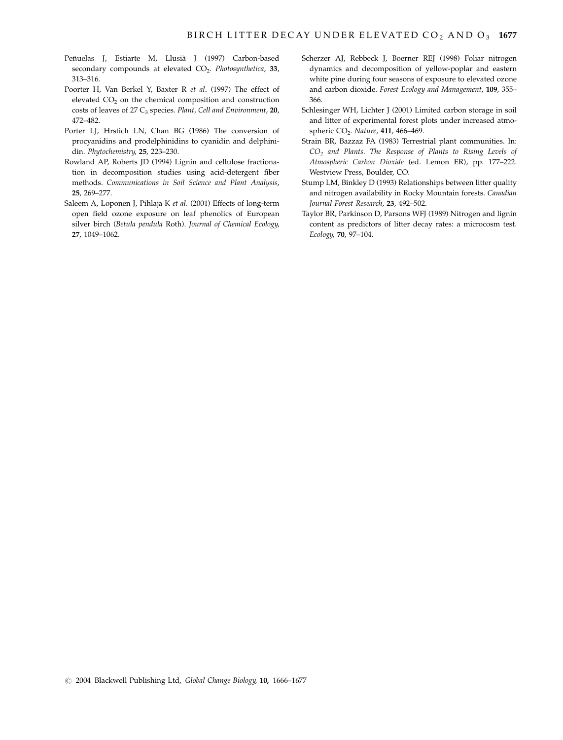Peñuelas J, Estiarte M, Llusià J (1997) Carbon-based secondary compounds at elevated $CO_2$. *Photosynthetica*, **33**, 313–316.

Poorter H, Van Berkel Y, Baxter R *et al*. (1997) The effect of elevated $CO_2$ on the chemical composition and construction costs of leaves of 27 $C_3$ species. *Plant, Cell and Environment*, **20**, 472–482.

Porter LJ, Hrstich LN, Chan BG (1986) The conversion of procyanidins and prodelphinidins to cyanidin and delphinidin. *Phytochemistry*, **25**, 223–230.

Rowland AP, Roberts JD (1994) Lignin and cellulose fractionation in decomposition studies using acid-detergent fiber methods. *Communications in Soil Science and Plant Analysis*, **25**, 269–277.

Saleem A, Loponen J, Pihlaja K *et al*. (2001) Effects of long-term open field ozone exposure on leaf phenolics of European silver birch (*Betula pendula* Roth). *Journal of Chemical Ecology*, **27**, 1049–1062.

Scherzer AJ, Rebbeck J, Boerner REJ (1998) Foliar nitrogen dynamics and decomposition of yellow-poplar and eastern white pine during four seasons of exposure to elevated ozone and carbon dioxide. *Forest Ecology and Management*, **109**, 355–366.

Schlesinger WH, Lichter J (2001) Limited carbon storage in soil and litter of experimental forest plots under increased atmospheric $CO_2$. *Nature*, **411**, 466–469.

Strain BR, Bazzaz FA (1983) Terrestrial plant communities. In: *$CO_2$ and Plants. The Response of Plants to Rising Levels of Atmospheric Carbon Dioxide* (ed. Lemon ER), pp. 177–222. Westview Press, Boulder, CO.

Stump LM, Binkley D (1993) Relationships between litter quality and nitrogen availability in Rocky Mountain forests. *Canadian Journal Forest Research*, **23**, 492–502.

Taylor BR, Parkinson D, Parsons WFJ (1989) Nitrogen and lignin content as predictors of litter decay rates: a microcosm test. *Ecology*, **70**, 97–104.